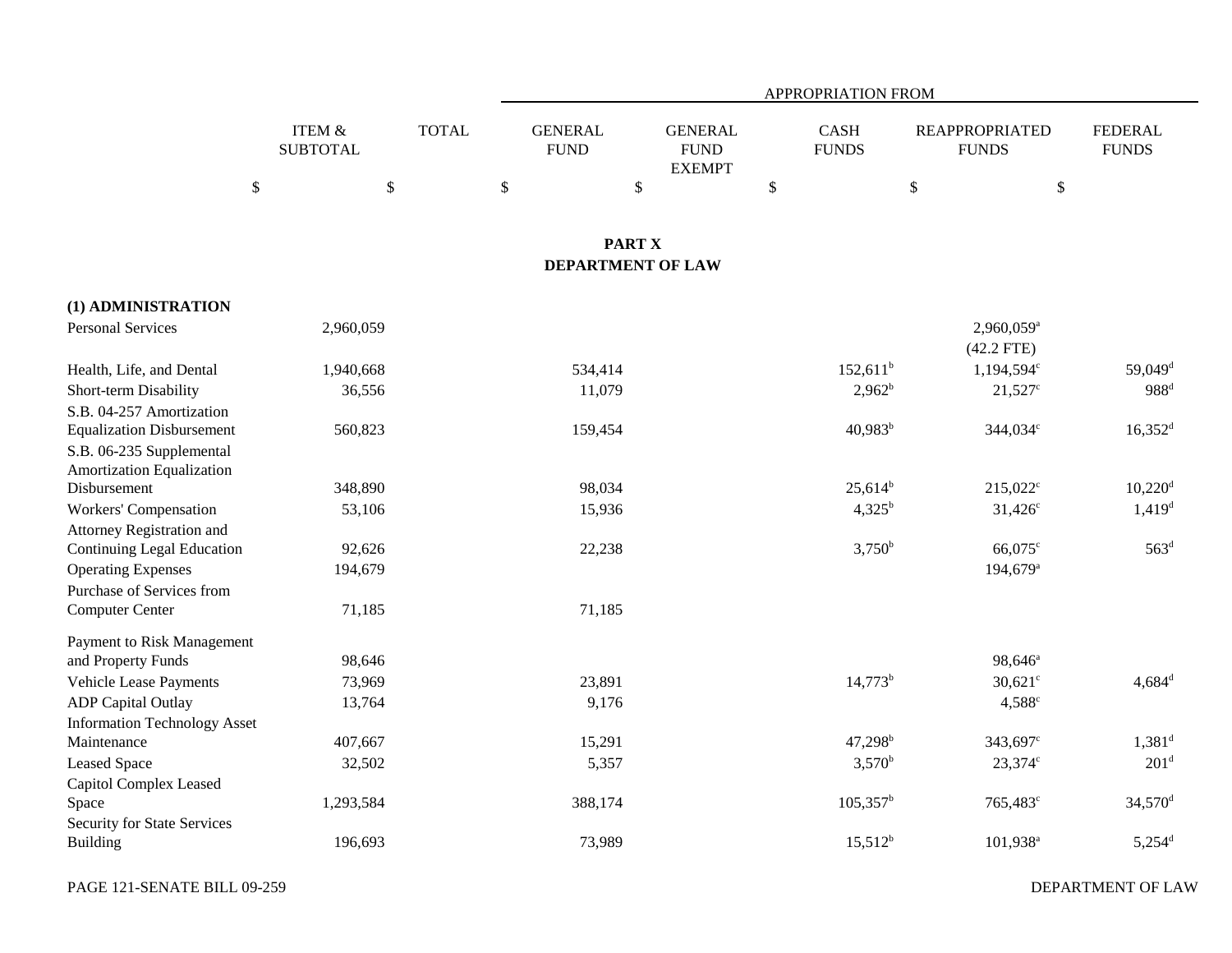| | ITEM & SUBTOTAL | TOTAL | APPROPRIATION FROM | | | | |
|---|---|---|---|---|---|---|---|
| | | | GENERAL FUND | GENERAL FUND EXEMPT | CASH FUNDS | REAPPROPRIATED FUNDS | FEDERAL FUNDS |
| | $ | $ | $ | $ | $ | $ | $ |

## PART X
## DEPARTMENT OF LAW

| | ITEM & SUBTOTAL | TOTAL | GENERAL FUND | GENERAL FUND EXEMPT | CASH FUNDS | REAPPROPRIATED FUNDS | FEDERAL FUNDS |
|---|---|---|---|---|---|---|---|
| **(1) ADMINISTRATION** | | | | | | | |
| Personal Services | 2,960,059 | | | | | 2,960,059[a] | |
| | | | | | | (42.2 FTE) | |
| Health, Life, and Dental | 1,940,668 | | 534,414 | | 152,611[b] | 1,194,594[c] | 59,049[d] |
| Short-term Disability | 36,556 | | 11,079 | | 2,962[b] | 21,527[c] | 988[d] |
| S.B. 04-257 Amortization Equalization Disbursement | 560,823 | | 159,454 | | 40,983[b] | 344,034[c] | 16,352[d] |
| S.B. 06-235 Supplemental Amortization Equalization Disbursement | 348,890 | | 98,034 | | 25,614[b] | 215,022[c] | 10,220[d] |
| Workers' Compensation | 53,106 | | 15,936 | | 4,325[b] | 31,426[c] | 1,419[d] |
| Attorney Registration and Continuing Legal Education | 92,626 | | 22,238 | | 3,750[b] | 66,075[c] | 563[d] |
| Operating Expenses | 194,679 | | | | | 194,679[a] | |
| Purchase of Services from Computer Center | 71,185 | | 71,185 | | | | |
| Payment to Risk Management and Property Funds | 98,646 | | | | | 98,646[a] | |
| Vehicle Lease Payments | 73,969 | | 23,891 | | 14,773[b] | 30,621[c] | 4,684[d] |
| ADP Capital Outlay | 13,764 | | 9,176 | | | 4,588[c] | |
| Information Technology Asset Maintenance | 407,667 | | 15,291 | | 47,298[b] | 343,697[c] | 1,381[d] |
| Leased Space | 32,502 | | 5,357 | | 3,570[b] | 23,374[c] | 201[d] |
| Capitol Complex Leased Space | 1,293,584 | | 388,174 | | 105,357[b] | 765,483[c] | 34,570[d] |
| Security for State Services Building | 196,693 | | 73,989 | | 15,512[b] | 101,938[a] | 5,254[d] |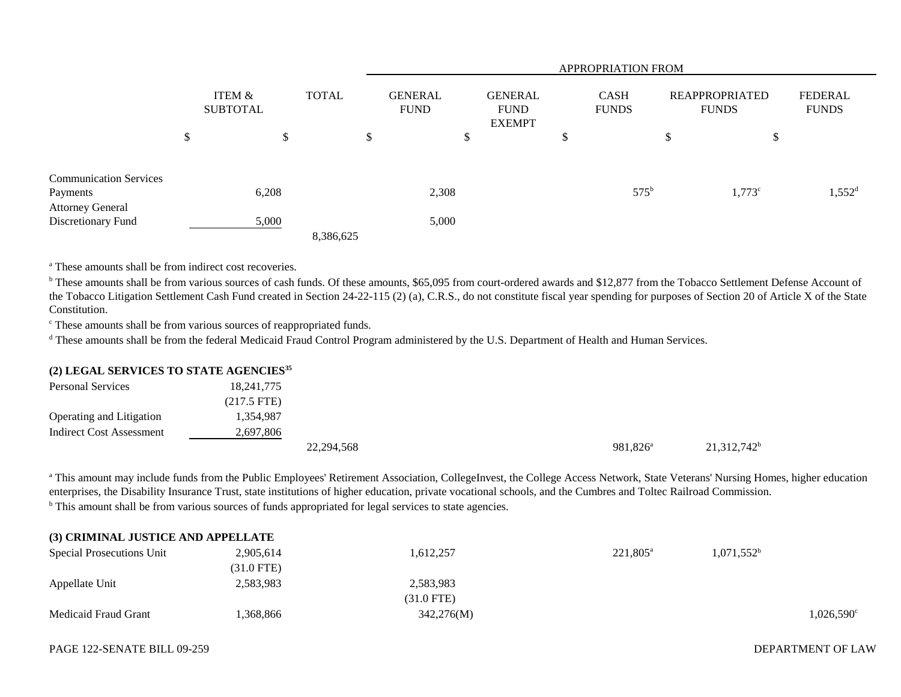| | ITEM & SUBTOTAL | TOTAL | GENERAL FUND | GENERAL FUND EXEMPT | CASH FUNDS | REAPPROPRIATED FUNDS | FEDERAL FUNDS |
|---|---|---|---|---|---|---|---|
| | | | APPROPRIATION FROM | | | | |
| | $ | $ | $ | $ | $ | $ | $ |
| Communication Services Payments | 6,208 | | 2,308 | | 575[b] | 1,773[c] | 1,552[d] |
| Attorney General Discretionary Fund | 5,000 | | 5,000 | | | | |
| | | 8,386,625 | | | | | |

[a] These amounts shall be from indirect cost recoveries.

[b] These amounts shall be from various sources of cash funds. Of these amounts, $65,095 from court-ordered awards and $12,877 from the Tobacco Settlement Defense Account of the Tobacco Litigation Settlement Cash Fund created in Section 24-22-115 (2) (a), C.R.S., do not constitute fiscal year spending for purposes of Section 20 of Article X of the State Constitution.

[c] These amounts shall be from various sources of reappropriated funds.

[d] These amounts shall be from the federal Medicaid Fraud Control Program administered by the U.S. Department of Health and Human Services.

**(2) LEGAL SERVICES TO STATE AGENCIES[35]**

| | ITEM & SUBTOTAL | TOTAL | GENERAL FUND | GENERAL FUND EXEMPT | CASH FUNDS | REAPPROPRIATED FUNDS | FEDERAL FUNDS |
|---|---|---|---|---|---|---|---|
| Personal Services | 18,241,775 (217.5 FTE) | | | | | | |
| Operating and Litigation | 1,354,987 | | | | | | |
| Indirect Cost Assessment | 2,697,806 | | | | | | |
| | | 22,294,568 | | | 981,826[a] | 21,312,742[b] | |

[a] This amount may include funds from the Public Employees' Retirement Association, CollegeInvest, the College Access Network, State Veterans' Nursing Homes, higher education enterprises, the Disability Insurance Trust, state institutions of higher education, private vocational schools, and the Cumbres and Toltec Railroad Commission.

[b] This amount shall be from various sources of funds appropriated for legal services to state agencies.

**(3) CRIMINAL JUSTICE AND APPELLATE**

| | ITEM & SUBTOTAL | TOTAL | GENERAL FUND | GENERAL FUND EXEMPT | CASH FUNDS | REAPPROPRIATED FUNDS | FEDERAL FUNDS |
|---|---|---|---|---|---|---|---|
| Special Prosecutions Unit | 2,905,614 (31.0 FTE) | | 1,612,257 | | 221,805[a] | 1,071,552[b] | |
| Appellate Unit | 2,583,983 | | 2,583,983 (31.0 FTE) | | | | |
| Medicaid Fraud Grant | 1,368,866 | | 342,276(M) | | | | 1,026,590[c] |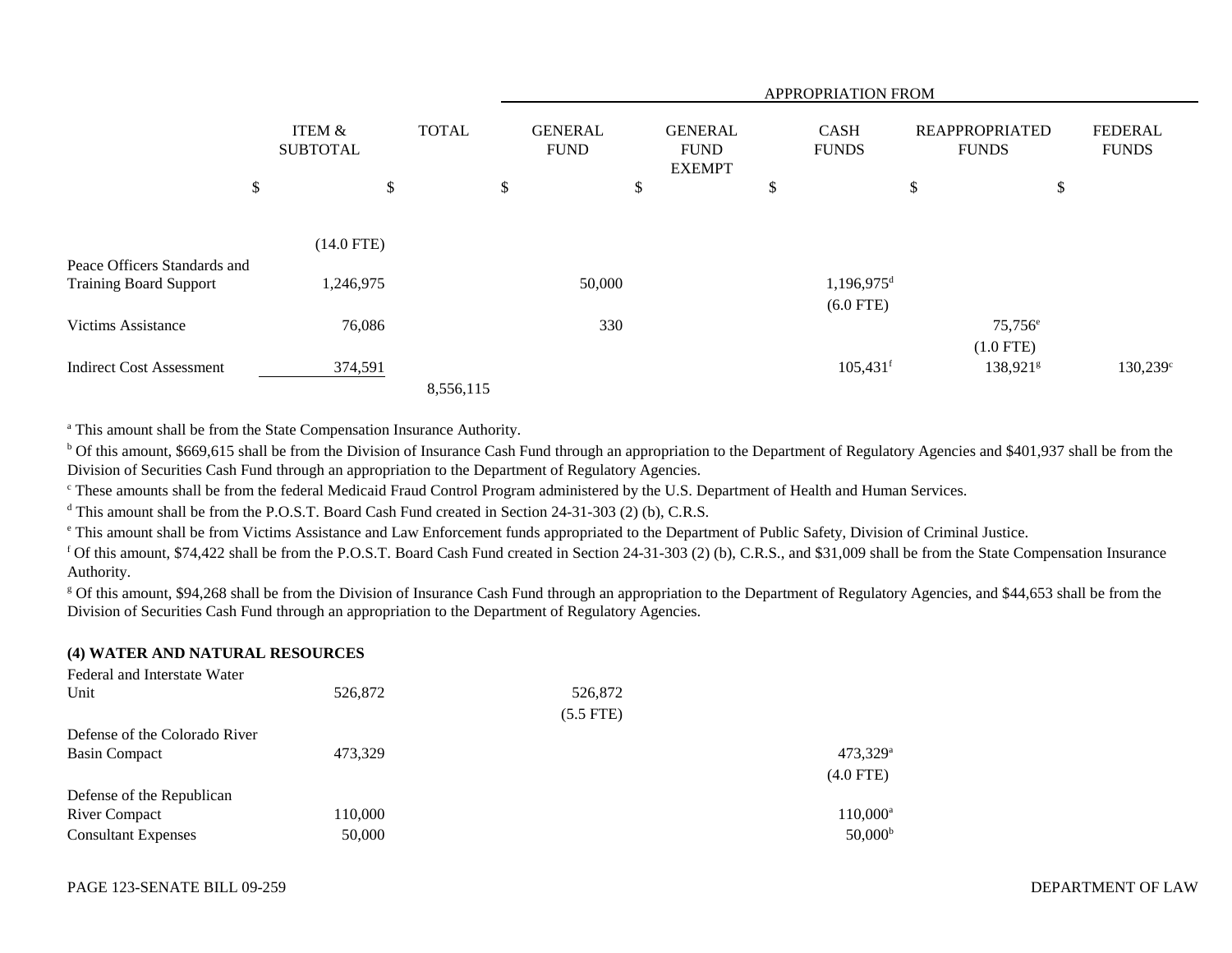| | ITEM & SUBTOTAL | TOTAL | GENERAL FUND | GENERAL FUND EXEMPT | CASH FUNDS | REAPPROPRIATED FUNDS | FEDERAL FUNDS |
|---|---|---|---|---|---|---|---|
| | | | APPROPRIATION FROM | | | | |
| | $ | $ | $ | $ | $ | $ | $ |
| | (14.0 FTE) | | | | | | |
| Peace Officers Standards and Training Board Support | 1,246,975 | | 50,000 | | 1,196,975[d] (6.0 FTE) | | |
| Victims Assistance | 76,086 | | 330 | | | 75,756[e] (1.0 FTE) | |
| Indirect Cost Assessment | 374,591 | | | | 105,431[f] | 138,921[g] | 130,239[c] |
| | | 8,556,115 | | | | | |

[a] This amount shall be from the State Compensation Insurance Authority.

[b] Of this amount, $669,615 shall be from the Division of Insurance Cash Fund through an appropriation to the Department of Regulatory Agencies and $401,937 shall be from the Division of Securities Cash Fund through an appropriation to the Department of Regulatory Agencies.

[c] These amounts shall be from the federal Medicaid Fraud Control Program administered by the U.S. Department of Health and Human Services.

[d] This amount shall be from the P.O.S.T. Board Cash Fund created in Section 24-31-303 (2) (b), C.R.S.

[e] This amount shall be from Victims Assistance and Law Enforcement funds appropriated to the Department of Public Safety, Division of Criminal Justice.

[f] Of this amount, $74,422 shall be from the P.O.S.T. Board Cash Fund created in Section 24-31-303 (2) (b), C.R.S., and $31,009 shall be from the State Compensation Insurance Authority.

[g] Of this amount, $94,268 shall be from the Division of Insurance Cash Fund through an appropriation to the Department of Regulatory Agencies, and $44,653 shall be from the Division of Securities Cash Fund through an appropriation to the Department of Regulatory Agencies.

**(4) WATER AND NATURAL RESOURCES**

| | ITEM & SUBTOTAL | TOTAL | GENERAL FUND | GENERAL FUND EXEMPT | CASH FUNDS | REAPPROPRIATED FUNDS | FEDERAL FUNDS |
|---|---|---|---|---|---|---|---|
| Federal and Interstate Water Unit | 526,872 | | 526,872 (5.5 FTE) | | | | |
| Defense of the Colorado River Basin Compact | 473,329 | | | | 473,329[a] (4.0 FTE) | | |
| Defense of the Republican River Compact | 110,000 | | | | 110,000[a] | | |
| Consultant Expenses | 50,000 | | | | 50,000[b] | | |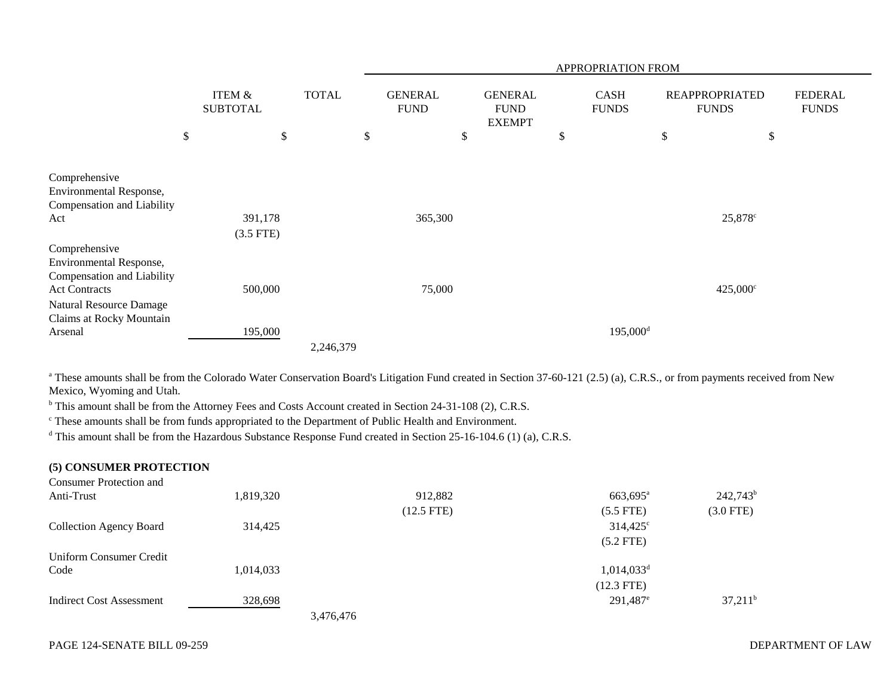| | ITEM & SUBTOTAL | TOTAL | APPROPRIATION FROM GENERAL FUND | GENERAL FUND EXEMPT | CASH FUNDS | REAPPROPRIATED FUNDS | FEDERAL FUNDS |
|---|---|---|---|---|---|---|---|
| | $ | $ | $ | $ | $ | $ | $ |
| Comprehensive Environmental Response, Compensation and Liability Act | 391,178 (3.5 FTE) | | 365,300 | | | 25,878[c] | |
| Comprehensive Environmental Response, Compensation and Liability Act Contracts | 500,000 | | 75,000 | | | 425,000[c] | |
| Natural Resource Damage Claims at Rocky Mountain Arsenal | 195,000 | | | | 195,000[d] | | |
| | | 2,246,379 | | | | | |

[a] These amounts shall be from the Colorado Water Conservation Board's Litigation Fund created in Section 37-60-121 (2.5) (a), C.R.S., or from payments received from New Mexico, Wyoming and Utah.

[b] This amount shall be from the Attorney Fees and Costs Account created in Section 24-31-108 (2), C.R.S.

[c] These amounts shall be from funds appropriated to the Department of Public Health and Environment.

[d] This amount shall be from the Hazardous Substance Response Fund created in Section 25-16-104.6 (1) (a), C.R.S.

**(5) CONSUMER PROTECTION**

| | ITEM & SUBTOTAL | TOTAL | GENERAL FUND | GENERAL FUND EXEMPT | CASH FUNDS | REAPPROPRIATED FUNDS | FEDERAL FUNDS |
|---|---|---|---|---|---|---|---|
| Consumer Protection and Anti-Trust | 1,819,320 | | 912,882 (12.5 FTE) | | 663,695[a] (5.5 FTE) | 242,743[b] (3.0 FTE) | |
| Collection Agency Board | 314,425 | | | | 314,425[c] (5.2 FTE) | | |
| Uniform Consumer Credit Code | 1,014,033 | | | | 1,014,033[d] (12.3 FTE) | | |
| Indirect Cost Assessment | 328,698 | | | | 291,487[e] | 37,211[b] | |
| | | 3,476,476 | | | | | |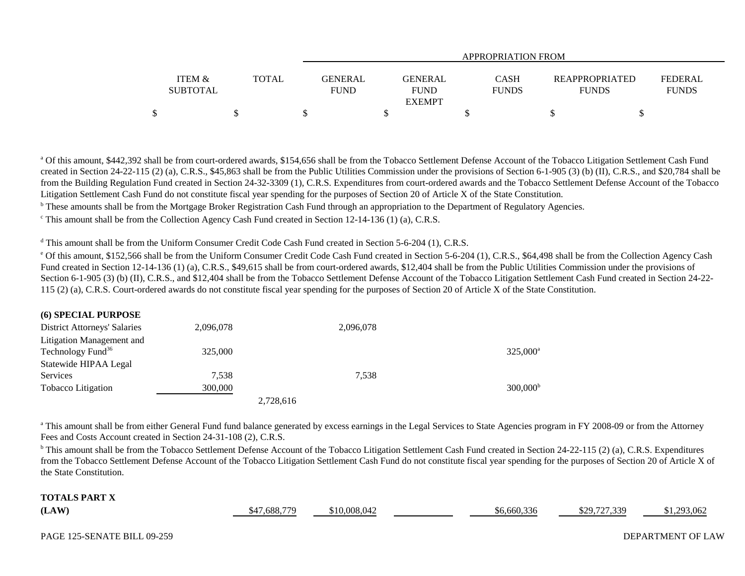| | ITEM & SUBTOTAL | TOTAL | APPROPRIATION FROM GENERAL FUND | GENERAL FUND EXEMPT | CASH FUNDS | REAPPROPRIATED FUNDS | FEDERAL FUNDS |
|---|---|---|---|---|---|---|---|
| | $ | $ | $ | $ | $ | $ | $ |

[a] Of this amount, $442,392 shall be from court-ordered awards, $154,656 shall be from the Tobacco Settlement Defense Account of the Tobacco Litigation Settlement Cash Fund created in Section 24-22-115 (2) (a), C.R.S., $45,863 shall be from the Public Utilities Commission under the provisions of Section 6-1-905 (3) (b) (II), C.R.S., and $20,784 shall be from the Building Regulation Fund created in Section 24-32-3309 (1), C.R.S. Expenditures from court-ordered awards and the Tobacco Settlement Defense Account of the Tobacco Litigation Settlement Cash Fund do not constitute fiscal year spending for the purposes of Section 20 of Article X of the State Constitution.

[b] These amounts shall be from the Mortgage Broker Registration Cash Fund through an appropriation to the Department of Regulatory Agencies.

[c] This amount shall be from the Collection Agency Cash Fund created in Section 12-14-136 (1) (a), C.R.S.

[d] This amount shall be from the Uniform Consumer Credit Code Cash Fund created in Section 5-6-204 (1), C.R.S.

[e] Of this amount, $152,566 shall be from the Uniform Consumer Credit Code Cash Fund created in Section 5-6-204 (1), C.R.S., $64,498 shall be from the Collection Agency Cash Fund created in Section 12-14-136 (1) (a), C.R.S., $49,615 shall be from court-ordered awards, $12,404 shall be from the Public Utilities Commission under the provisions of Section 6-1-905 (3) (b) (II), C.R.S., and $12,404 shall be from the Tobacco Settlement Defense Account of the Tobacco Litigation Settlement Cash Fund created in Section 24-22-115 (2) (a), C.R.S. Court-ordered awards do not constitute fiscal year spending for the purposes of Section 20 of Article X of the State Constitution.

| | ITEM & SUBTOTAL | TOTAL | GENERAL FUND | GENERAL FUND EXEMPT | CASH FUNDS | REAPPROPRIATED FUNDS | FEDERAL FUNDS |
|---|---|---|---|---|---|---|---|
| **(6) SPECIAL PURPOSE** | | | | | | | |
| District Attorneys' Salaries | 2,096,078 | | 2,096,078 | | | | |
| Litigation Management and Technology Fund[36] | 325,000 | | | | 325,000[a] | | |
| Statewide HIPAA Legal Services | 7,538 | | 7,538 | | | | |
| Tobacco Litigation | 300,000 | | | | 300,000[b] | | |
| | | 2,728,616 | | | | | |

[a] This amount shall be from either General Fund fund balance generated by excess earnings in the Legal Services to State Agencies program in FY 2008-09 or from the Attorney Fees and Costs Account created in Section 24-31-108 (2), C.R.S.

[b] This amount shall be from the Tobacco Settlement Defense Account of the Tobacco Litigation Settlement Cash Fund created in Section 24-22-115 (2) (a), C.R.S. Expenditures from the Tobacco Settlement Defense Account of the Tobacco Litigation Settlement Cash Fund do not constitute fiscal year spending for the purposes of Section 20 of Article X of the State Constitution.

| | ITEM & SUBTOTAL | TOTAL | GENERAL FUND | GENERAL FUND EXEMPT | CASH FUNDS | REAPPROPRIATED FUNDS | FEDERAL FUNDS |
|---|---|---|---|---|---|---|---|
| **TOTALS PART X (LAW)** | | $47,688,779 | $10,008,042 | | $6,660,336 | $29,727,339 | $1,293,062 |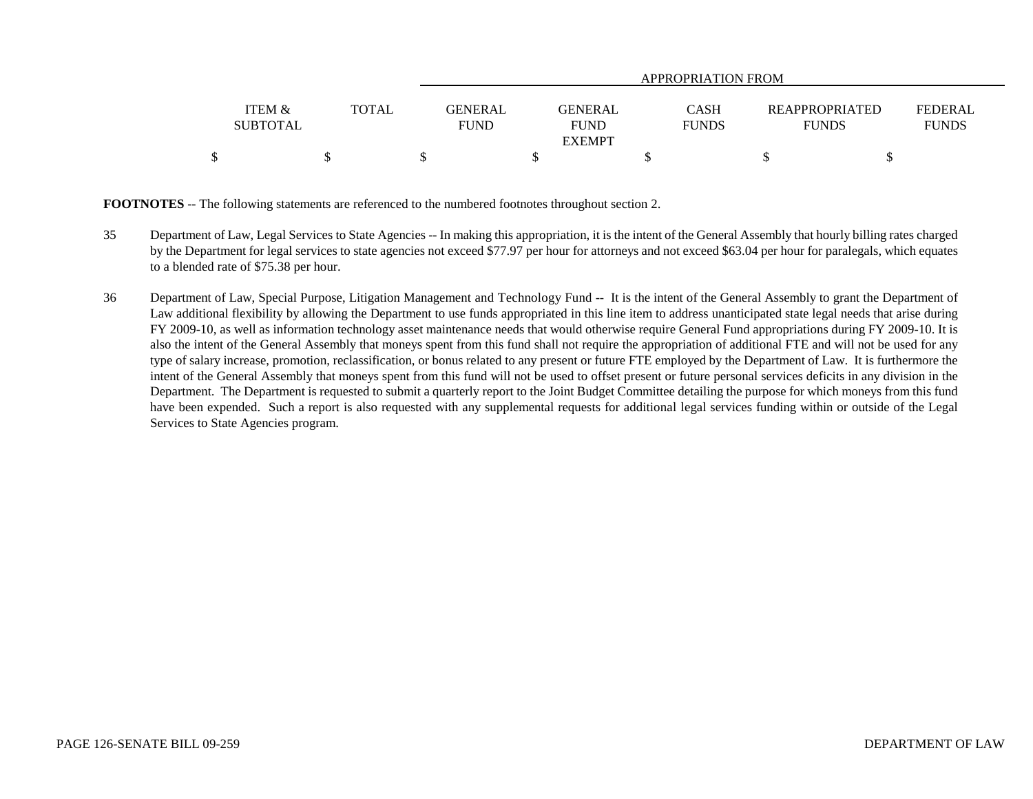| | | | APPROPRIATION FROM | | | | |
|---|---|---|---|---|---|---|---|
| | ITEM & SUBTOTAL | TOTAL | GENERAL FUND | GENERAL FUND EXEMPT | CASH FUNDS | REAPPROPRIATED FUNDS | FEDERAL FUNDS |
| | $ | $ | $ | $ | $ | $ | $ |

**FOOTNOTES** -- The following statements are referenced to the numbered footnotes throughout section 2.

35 Department of Law, Legal Services to State Agencies -- In making this appropriation, it is the intent of the General Assembly that hourly billing rates charged by the Department for legal services to state agencies not exceed $77.97 per hour for attorneys and not exceed $63.04 per hour for paralegals, which equates to a blended rate of $75.38 per hour.

36 Department of Law, Special Purpose, Litigation Management and Technology Fund -- It is the intent of the General Assembly to grant the Department of Law additional flexibility by allowing the Department to use funds appropriated in this line item to address unanticipated state legal needs that arise during FY 2009-10, as well as information technology asset maintenance needs that would otherwise require General Fund appropriations during FY 2009-10. It is also the intent of the General Assembly that moneys spent from this fund shall not require the appropriation of additional FTE and will not be used for any type of salary increase, promotion, reclassification, or bonus related to any present or future FTE employed by the Department of Law. It is furthermore the intent of the General Assembly that moneys spent from this fund will not be used to offset present or future personal services deficits in any division in the Department. The Department is requested to submit a quarterly report to the Joint Budget Committee detailing the purpose for which moneys from this fund have been expended. Such a report is also requested with any supplemental requests for additional legal services funding within or outside of the Legal Services to State Agencies program.